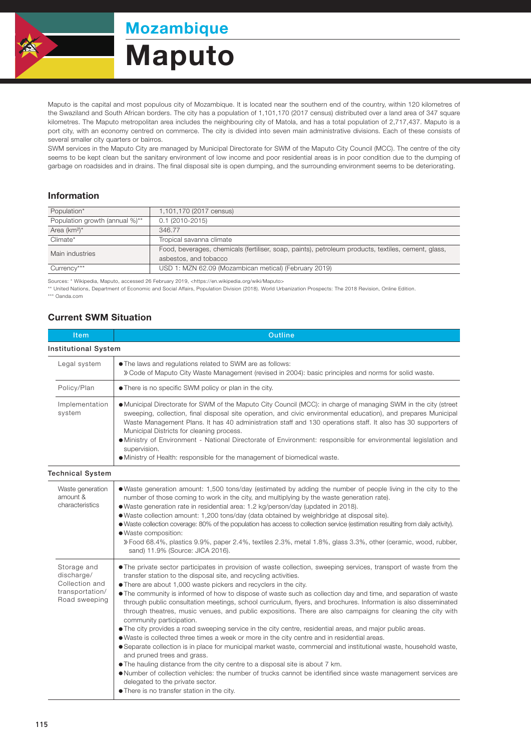# Mozambique

# Maputo

Maputo is the capital and most populous city of Mozambique. It is located near the southern end of the country, within 120 kilometres of the Swaziland and South African borders. The city has a population of 1,101,170 (2017 census) distributed over a land area of 347 square kilometres. The Maputo metropolitan area includes the neighbouring city of Matola, and has a total population of 2,717,437. Maputo is a port city, with an economy centred on commerce. The city is divided into seven main administrative divisions. Each of these consists of several smaller city quarters or bairros.

SWM services in the Maputo City are managed by Municipal Directorate for SWM of the Maputo City Council (MCC). The centre of the city seems to be kept clean but the sanitary environment of low income and poor residential areas is in poor condition due to the dumping of garbage on roadsides and in drains. The final disposal site is open dumping, and the surrounding environment seems to be deteriorating.

## Information

| | |
|---|---|
| Population* | 1,101,170 (2017 census) |
| Population growth (annual %)** | 0.1 (2010-2015) |
| Area (km²)* | 346.77 |
| Climate* | Tropical savanna climate |
| Main industries | Food, beverages, chemicals (fertiliser, soap, paints), petroleum products, textiles, cement, glass, asbestos, and tobacco |
| Currency*** | USD 1: MZN 62.09 (Mozambican metical) (February 2019) |

Sources: * Wikipedia, Maputo, accessed 26 February 2019, <https://en.wikipedia.org/wiki/Maputo>
** United Nations, Department of Economic and Social Affairs, Population Division (2018). World Urbanization Prospects: The 2018 Revision, Online Edition.
*** Oanda.com

## Current SWM Situation

| Item | Outline |
|---|---|
| **Institutional System** | |
| Legal system | ● The laws and regulations related to SWM are as follows:<br>» Code of Maputo City Waste Management (revised in 2004): basic principles and norms for solid waste. |
| Policy/Plan | ● There is no specific SWM policy or plan in the city. |
| Implementation system | ● Municipal Directorate for SWM of the Maputo City Council (MCC): in charge of managing SWM in the city (street sweeping, collection, final disposal site operation, and civic environmental education), and prepares Municipal Waste Management Plans. It has 40 administration staff and 130 operations staff. It also has 30 supporters of Municipal Districts for cleaning process.<br>● Ministry of Environment - National Directorate of Environment: responsible for environmental legislation and supervision.<br>● Ministry of Health: responsible for the management of biomedical waste. |
| **Technical System** | |
| Waste generation amount & characteristics | ● Waste generation amount: 1,500 tons/day (estimated by adding the number of people living in the city to the number of those coming to work in the city, and multiplying by the waste generation rate).<br>● Waste generation rate in residential area: 1.2 kg/person/day (updated in 2018).<br>● Waste collection amount: 1,200 tons/day (data obtained by weighbridge at disposal site).<br>● Waste collection coverage: 80% of the population has access to collection service (estimation resulting from daily activity).<br>● Waste composition:<br>» Food 68.4%, plastics 9.9%, paper 2.4%, textiles 2.3%, metal 1.8%, glass 3.3%, other (ceramic, wood, rubber, sand) 11.9% (Source: JICA 2016). |
| Storage and discharge/ Collection and transportation/ Road sweeping | ● The private sector participates in provision of waste collection, sweeping services, transport of waste from the transfer station to the disposal site, and recycling activities.<br>● There are about 1,000 waste pickers and recyclers in the city.<br>● The community is informed of how to dispose of waste such as collection day and time, and separation of waste through public consultation meetings, school curriculum, flyers, and brochures. Information is also disseminated through theatres, music venues, and public expositions. There are also campaigns for cleaning the city with community participation.<br>● The city provides a road sweeping service in the city centre, residential areas, and major public areas.<br>● Waste is collected three times a week or more in the city centre and in residential areas.<br>● Separate collection is in place for municipal market waste, commercial and institutional waste, household waste, and pruned trees and grass.<br>● The hauling distance from the city centre to a disposal site is about 7 km.<br>● Number of collection vehicles: the number of trucks cannot be identified since waste management services are delegated to the private sector.<br>● There is no transfer station in the city. |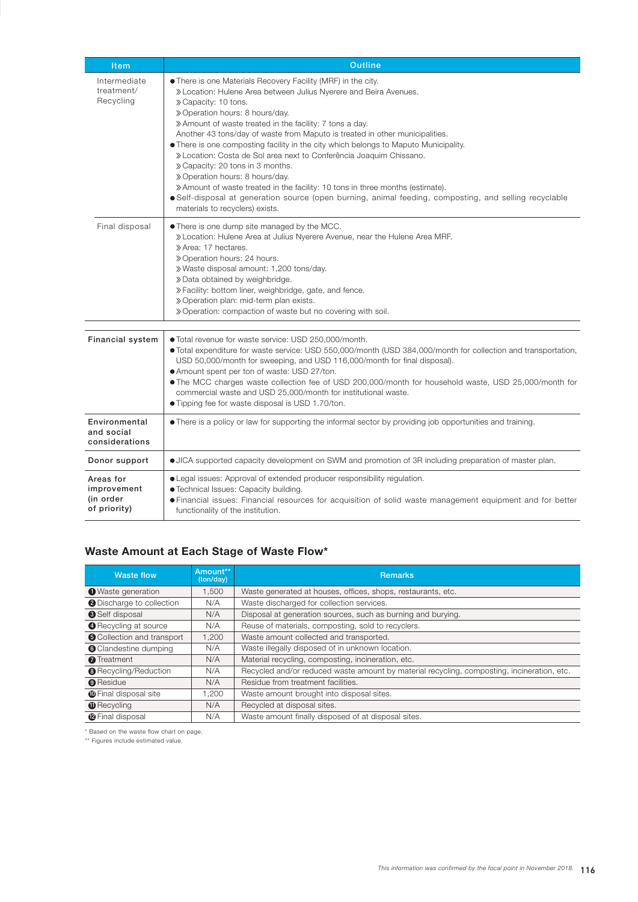| Item | Outline |
|---|---|
| Intermediate treatment/ Recycling | ● There is one Materials Recovery Facility (MRF) in the city.<br>» Location: Hulene Area between Julius Nyerere and Beira Avenues.<br>» Capacity: 10 tons.<br>» Operation hours: 8 hours/day.<br>» Amount of waste treated in the facility: 7 tons a day.<br>Another 43 tons/day of waste from Maputo is treated in other municipalities.<br>● There is one composting facility in the city which belongs to Maputo Municipality.<br>» Location: Costa de Sol area next to Conferência Joaquim Chissano.<br>» Capacity: 20 tons in 3 months.<br>» Operation hours: 8 hours/day.<br>» Amount of waste treated in the facility: 10 tons in three months (estimate).<br>● Self-disposal at generation source (open burning, animal feeding, composting, and selling recyclable materials to recyclers) exists. |
| Final disposal | ● There is one dump site managed by the MCC.<br>» Location: Hulene Area at Julius Nyerere Avenue, near the Hulene Area MRF.<br>» Area: 17 hectares.<br>» Operation hours: 24 hours.<br>» Waste disposal amount: 1,200 tons/day.<br>» Data obtained by weighbridge.<br>» Facility: bottom liner, weighbridge, gate, and fence.<br>» Operation plan: mid-term plan exists.<br>» Operation: compaction of waste but no covering with soil. |

| | |
|---|---|
| **Financial system** | ● Total revenue for waste service: USD 250,000/month.<br>● Total expenditure for waste service: USD 550,000/month (USD 384,000/month for collection and transportation, USD 50,000/month for sweeping, and USD 116,000/month for final disposal).<br>● Amount spent per ton of waste: USD 27/ton.<br>● The MCC charges waste collection fee of USD 200,000/month for household waste, USD 25,000/month for commercial waste and USD 25,000/month for institutional waste.<br>● Tipping fee for waste disposal is USD 1.70/ton. |
| **Environmental and social considerations** | ● There is a policy or law for supporting the informal sector by providing job opportunities and training. |
| **Donor support** | ● JICA supported capacity development on SWM and promotion of 3R including preparation of master plan. |
| **Areas for improvement (in order of priority)** | ● Legal issues: Approval of extended producer responsibility regulation.<br>● Technical Issues: Capacity building.<br>● Financial issues: Financial resources for acquisition of solid waste management equipment and for better functionality of the institution. |

## Waste Amount at Each Stage of Waste Flow*

| Waste flow | Amount** (ton/day) | Remarks |
|---|---|---|
| ❶ Waste generation | 1,500 | Waste generated at houses, offices, shops, restaurants, etc. |
| ❷ Discharge to collection | N/A | Waste discharged for collection services. |
| ❸ Self disposal | N/A | Disposal at generation sources, such as burning and burying. |
| ❹ Recycling at source | N/A | Reuse of materials, composting, sold to recyclers. |
| ❺ Collection and transport | 1,200 | Waste amount collected and transported. |
| ❻ Clandestine dumping | N/A | Waste illegally disposed of in unknown location. |
| ❼ Treatment | N/A | Material recycling, composting, incineration, etc. |
| ❽ Recycling/Reduction | N/A | Recycled and/or reduced waste amount by material recycling, composting, incineration, etc. |
| ❾ Residue | N/A | Residue from treatment facilities. |
| ❿ Final disposal site | 1,200 | Waste amount brought into disposal sites. |
| ⓫ Recycling | N/A | Recycled at disposal sites. |
| ⓬ Final disposal | N/A | Waste amount finally disposed of at disposal sites. |

\* Based on the waste flow chart on page.
** Figures include estimated value.

*This information was confirmed by the focal point in November 2018.*